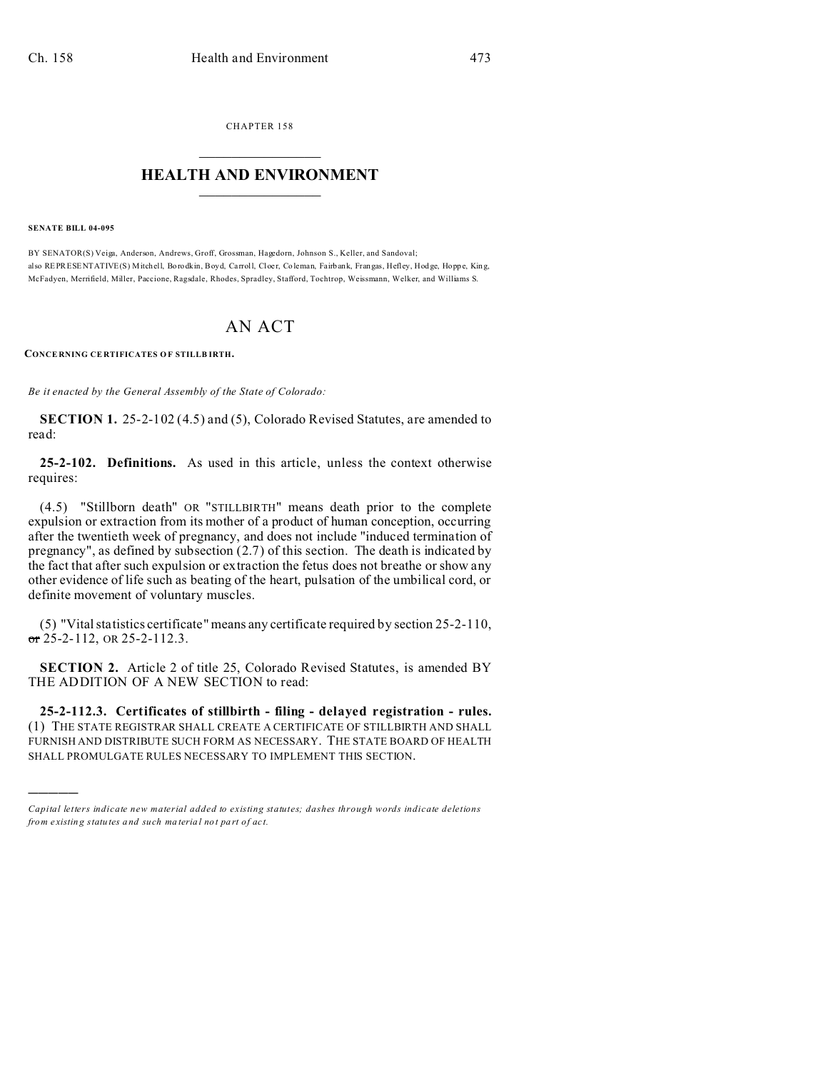CHAPTER 158

# HEALTH AND ENVIRONMENT

**SENATE BILL 04-095**

BY SENATOR(S) Veiga, Anderson, Andrews, Groff, Grossman, Hagedorn, Johnson S., Keller, and Sandoval;
also REPRESENTATIVE(S) Mitchell, Borodkin, Boyd, Carroll, Cloer, Coleman, Fairbank, Frangas, Hefley, Hodge, Hoppe, King, McFadyen, Merrifield, Miller, Paccione, Ragsdale, Rhodes, Spradley, Stafford, Tochtrop, Weissmann, Welker, and Williams S.

# AN ACT

**CONCERNING CERTIFICATES OF STILLBIRTH.**

*Be it enacted by the General Assembly of the State of Colorado:*

**SECTION 1.** 25-2-102 (4.5) and (5), Colorado Revised Statutes, are amended to read:

**25-2-102. Definitions.** As used in this article, unless the context otherwise requires:

(4.5) "Stillborn death" OR "STILLBIRTH" means death prior to the complete expulsion or extraction from its mother of a product of human conception, occurring after the twentieth week of pregnancy, and does not include "induced termination of pregnancy", as defined by subsection (2.7) of this section. The death is indicated by the fact that after such expulsion or extraction the fetus does not breathe or show any other evidence of life such as beating of the heart, pulsation of the umbilical cord, or definite movement of voluntary muscles.

(5) "Vital statistics certificate" means any certificate required by section 25-2-110, ~~or~~ 25-2-112, OR 25-2-112.3.

**SECTION 2.** Article 2 of title 25, Colorado Revised Statutes, is amended BY THE ADDITION OF A NEW SECTION to read:

**25-2-112.3. Certificates of stillbirth - filing - delayed registration - rules.** (1) THE STATE REGISTRAR SHALL CREATE A CERTIFICATE OF STILLBIRTH AND SHALL FURNISH AND DISTRIBUTE SUCH FORM AS NECESSARY. THE STATE BOARD OF HEALTH SHALL PROMULGATE RULES NECESSARY TO IMPLEMENT THIS SECTION.

---

*Capital letters indicate new material added to existing statutes; dashes through words indicate deletions from existing statutes and such material not part of act.*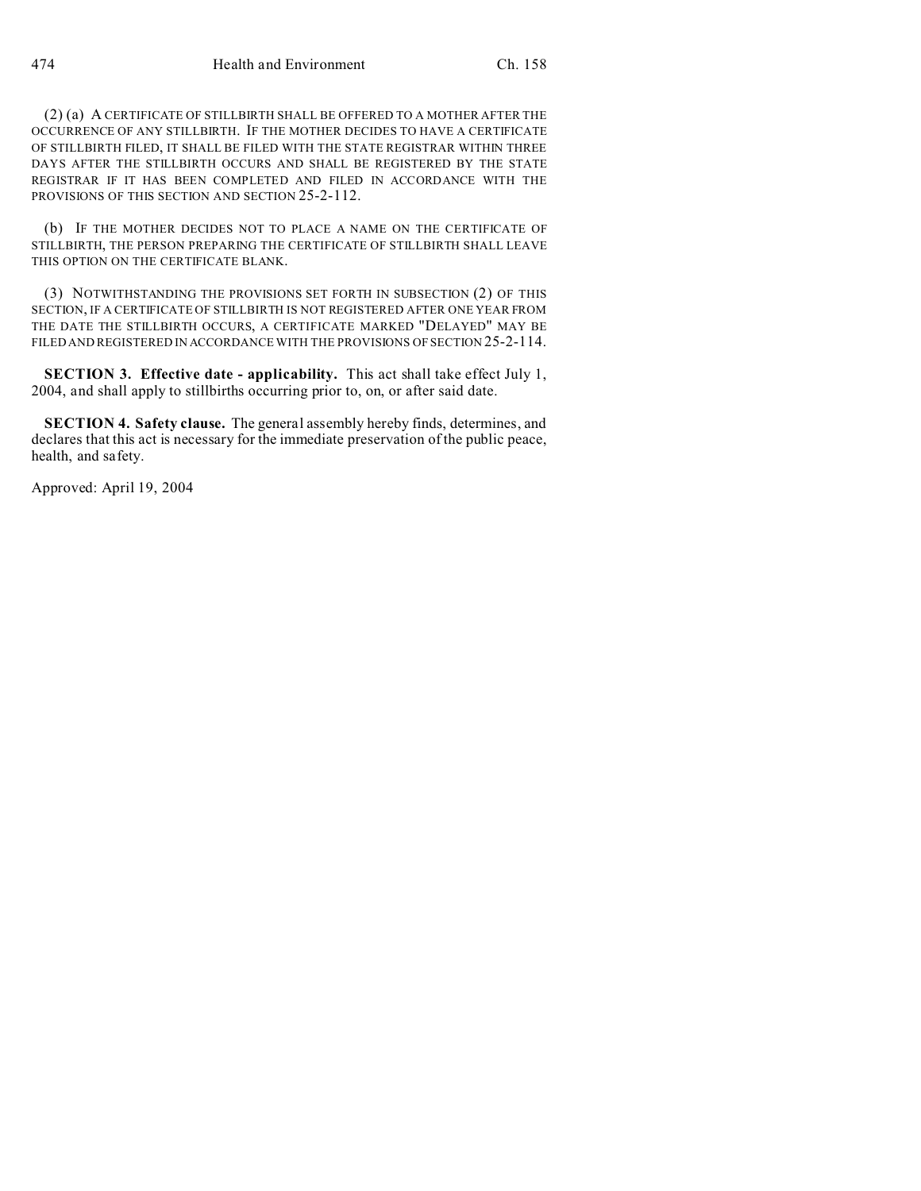(2) (a) A CERTIFICATE OF STILLBIRTH SHALL BE OFFERED TO A MOTHER AFTER THE OCCURRENCE OF ANY STILLBIRTH. IF THE MOTHER DECIDES TO HAVE A CERTIFICATE OF STILLBIRTH FILED, IT SHALL BE FILED WITH THE STATE REGISTRAR WITHIN THREE DAYS AFTER THE STILLBIRTH OCCURS AND SHALL BE REGISTERED BY THE STATE REGISTRAR IF IT HAS BEEN COMPLETED AND FILED IN ACCORDANCE WITH THE PROVISIONS OF THIS SECTION AND SECTION 25-2-112.

(b) IF THE MOTHER DECIDES NOT TO PLACE A NAME ON THE CERTIFICATE OF STILLBIRTH, THE PERSON PREPARING THE CERTIFICATE OF STILLBIRTH SHALL LEAVE THIS OPTION ON THE CERTIFICATE BLANK.

(3) NOTWITHSTANDING THE PROVISIONS SET FORTH IN SUBSECTION (2) OF THIS SECTION, IF A CERTIFICATE OF STILLBIRTH IS NOT REGISTERED AFTER ONE YEAR FROM THE DATE THE STILLBIRTH OCCURS, A CERTIFICATE MARKED "DELAYED" MAY BE FILED AND REGISTERED IN ACCORDANCE WITH THE PROVISIONS OF SECTION 25-2-114.

**SECTION 3. Effective date - applicability.** This act shall take effect July 1, 2004, and shall apply to stillbirths occurring prior to, on, or after said date.

**SECTION 4. Safety clause.** The general assembly hereby finds, determines, and declares that this act is necessary for the immediate preservation of the public peace, health, and safety.

Approved: April 19, 2004